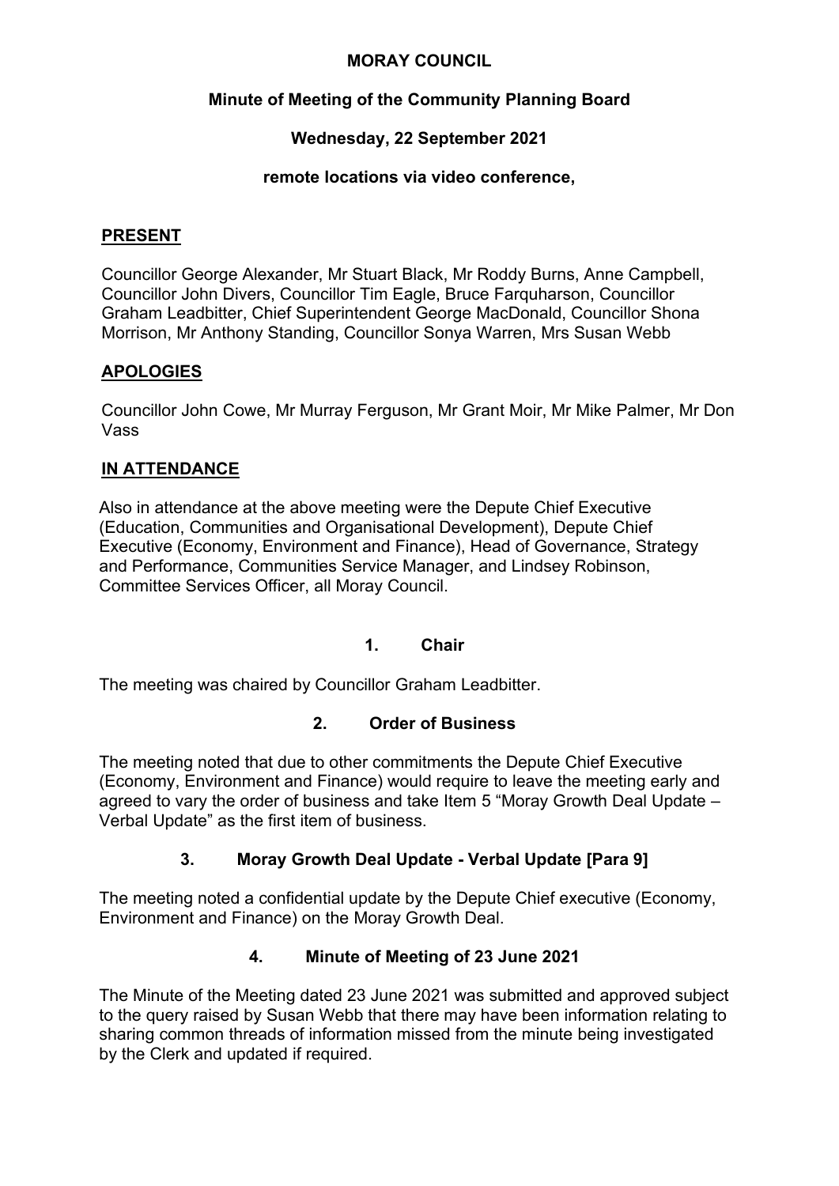# MORAY COUNCIL

## Minute of Meeting of the Community Planning Board

### Wednesday, 22 September 2021

### remote locations via video conference,

**PRESENT**

Councillor George Alexander, Mr Stuart Black, Mr Roddy Burns, Anne Campbell, Councillor John Divers, Councillor Tim Eagle, Bruce Farquharson, Councillor Graham Leadbitter, Chief Superintendent George MacDonald, Councillor Shona Morrison, Mr Anthony Standing, Councillor Sonya Warren, Mrs Susan Webb

**APOLOGIES**

Councillor John Cowe, Mr Murray Ferguson, Mr Grant Moir, Mr Mike Palmer, Mr Don Vass

**IN ATTENDANCE**

Also in attendance at the above meeting were the Depute Chief Executive (Education, Communities and Organisational Development), Depute Chief Executive (Economy, Environment and Finance), Head of Governance, Strategy and Performance, Communities Service Manager, and Lindsey Robinson, Committee Services Officer, all Moray Council.

### 1. Chair

The meeting was chaired by Councillor Graham Leadbitter.

### 2. Order of Business

The meeting noted that due to other commitments the Depute Chief Executive (Economy, Environment and Finance) would require to leave the meeting early and agreed to vary the order of business and take Item 5 "Moray Growth Deal Update – Verbal Update" as the first item of business.

### 3. Moray Growth Deal Update - Verbal Update [Para 9]

The meeting noted a confidential update by the Depute Chief executive (Economy, Environment and Finance) on the Moray Growth Deal.

### 4. Minute of Meeting of 23 June 2021

The Minute of the Meeting dated 23 June 2021 was submitted and approved subject to the query raised by Susan Webb that there may have been information relating to sharing common threads of information missed from the minute being investigated by the Clerk and updated if required.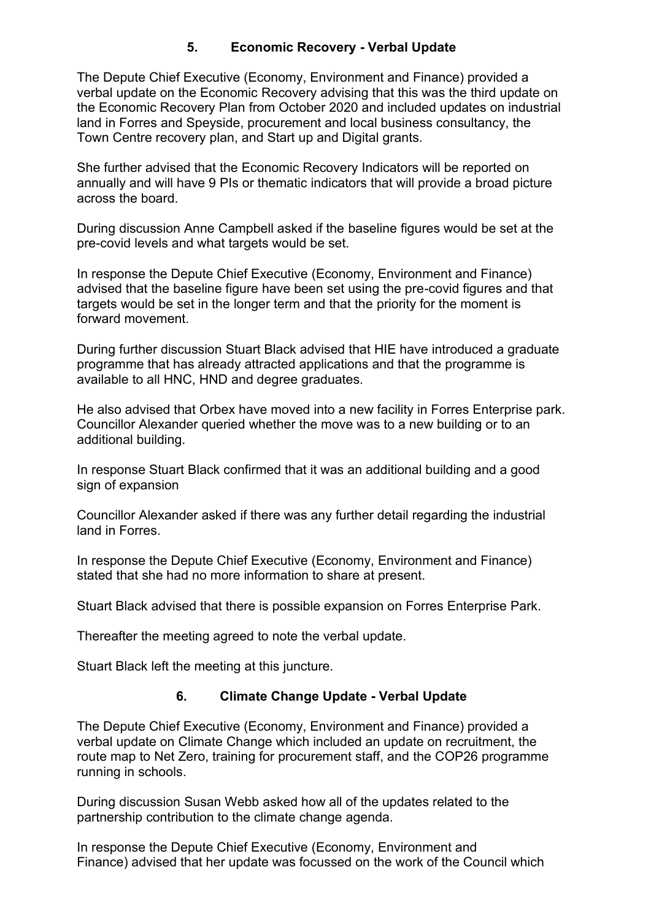## 5. Economic Recovery - Verbal Update

The Depute Chief Executive (Economy, Environment and Finance) provided a verbal update on the Economic Recovery advising that this was the third update on the Economic Recovery Plan from October 2020 and included updates on industrial land in Forres and Speyside, procurement and local business consultancy, the Town Centre recovery plan, and Start up and Digital grants.

She further advised that the Economic Recovery Indicators will be reported on annually and will have 9 PIs or thematic indicators that will provide a broad picture across the board.

During discussion Anne Campbell asked if the baseline figures would be set at the pre-covid levels and what targets would be set.

In response the Depute Chief Executive (Economy, Environment and Finance) advised that the baseline figure have been set using the pre-covid figures and that targets would be set in the longer term and that the priority for the moment is forward movement.

During further discussion Stuart Black advised that HIE have introduced a graduate programme that has already attracted applications and that the programme is available to all HNC, HND and degree graduates.

He also advised that Orbex have moved into a new facility in Forres Enterprise park. Councillor Alexander queried whether the move was to a new building or to an additional building.

In response Stuart Black confirmed that it was an additional building and a good sign of expansion

Councillor Alexander asked if there was any further detail regarding the industrial land in Forres.

In response the Depute Chief Executive (Economy, Environment and Finance) stated that she had no more information to share at present.

Stuart Black advised that there is possible expansion on Forres Enterprise Park.

Thereafter the meeting agreed to note the verbal update.

Stuart Black left the meeting at this juncture.

## 6. Climate Change Update - Verbal Update

The Depute Chief Executive (Economy, Environment and Finance) provided a verbal update on Climate Change which included an update on recruitment, the route map to Net Zero, training for procurement staff, and the COP26 programme running in schools.

During discussion Susan Webb asked how all of the updates related to the partnership contribution to the climate change agenda.

In response the Depute Chief Executive (Economy, Environment and Finance) advised that her update was focussed on the work of the Council which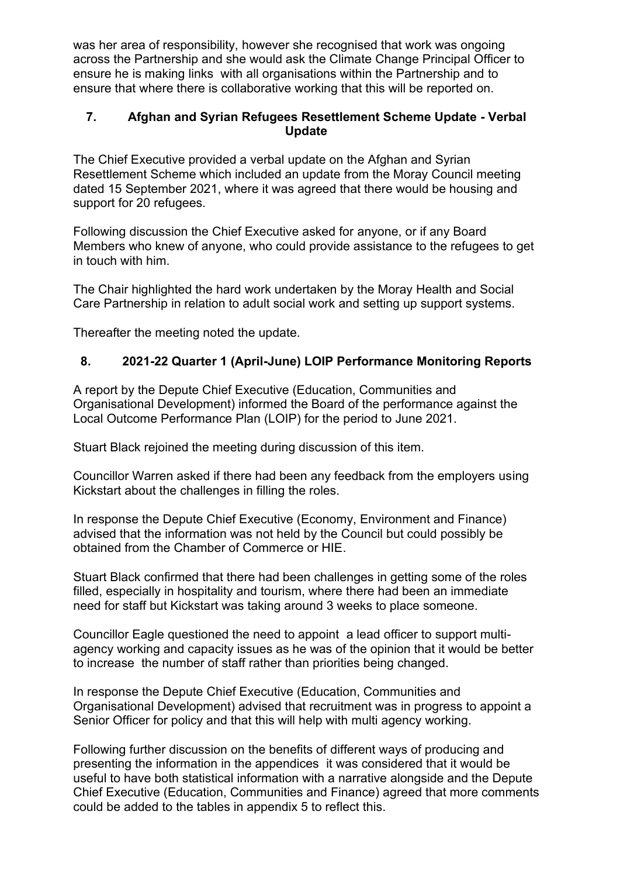was her area of responsibility, however she recognised that work was ongoing across the Partnership and she would ask the Climate Change Principal Officer to ensure he is making links with all organisations within the Partnership and to ensure that where there is collaborative working that this will be reported on.

## 7. Afghan and Syrian Refugees Resettlement Scheme Update - Verbal Update

The Chief Executive provided a verbal update on the Afghan and Syrian Resettlement Scheme which included an update from the Moray Council meeting dated 15 September 2021, where it was agreed that there would be housing and support for 20 refugees.

Following discussion the Chief Executive asked for anyone, or if any Board Members who knew of anyone, who could provide assistance to the refugees to get in touch with him.

The Chair highlighted the hard work undertaken by the Moray Health and Social Care Partnership in relation to adult social work and setting up support systems.

Thereafter the meeting noted the update.

## 8. 2021-22 Quarter 1 (April-June) LOIP Performance Monitoring Reports

A report by the Depute Chief Executive (Education, Communities and Organisational Development) informed the Board of the performance against the Local Outcome Performance Plan (LOIP) for the period to June 2021.

Stuart Black rejoined the meeting during discussion of this item.

Councillor Warren asked if there had been any feedback from the employers using Kickstart about the challenges in filling the roles.

In response the Depute Chief Executive (Economy, Environment and Finance) advised that the information was not held by the Council but could possibly be obtained from the Chamber of Commerce or HIE.

Stuart Black confirmed that there had been challenges in getting some of the roles filled, especially in hospitality and tourism, where there had been an immediate need for staff but Kickstart was taking around 3 weeks to place someone.

Councillor Eagle questioned the need to appoint a lead officer to support multi-agency working and capacity issues as he was of the opinion that it would be better to increase the number of staff rather than priorities being changed.

In response the Depute Chief Executive (Education, Communities and Organisational Development) advised that recruitment was in progress to appoint a Senior Officer for policy and that this will help with multi agency working.

Following further discussion on the benefits of different ways of producing and presenting the information in the appendices it was considered that it would be useful to have both statistical information with a narrative alongside and the Depute Chief Executive (Education, Communities and Finance) agreed that more comments could be added to the tables in appendix 5 to reflect this.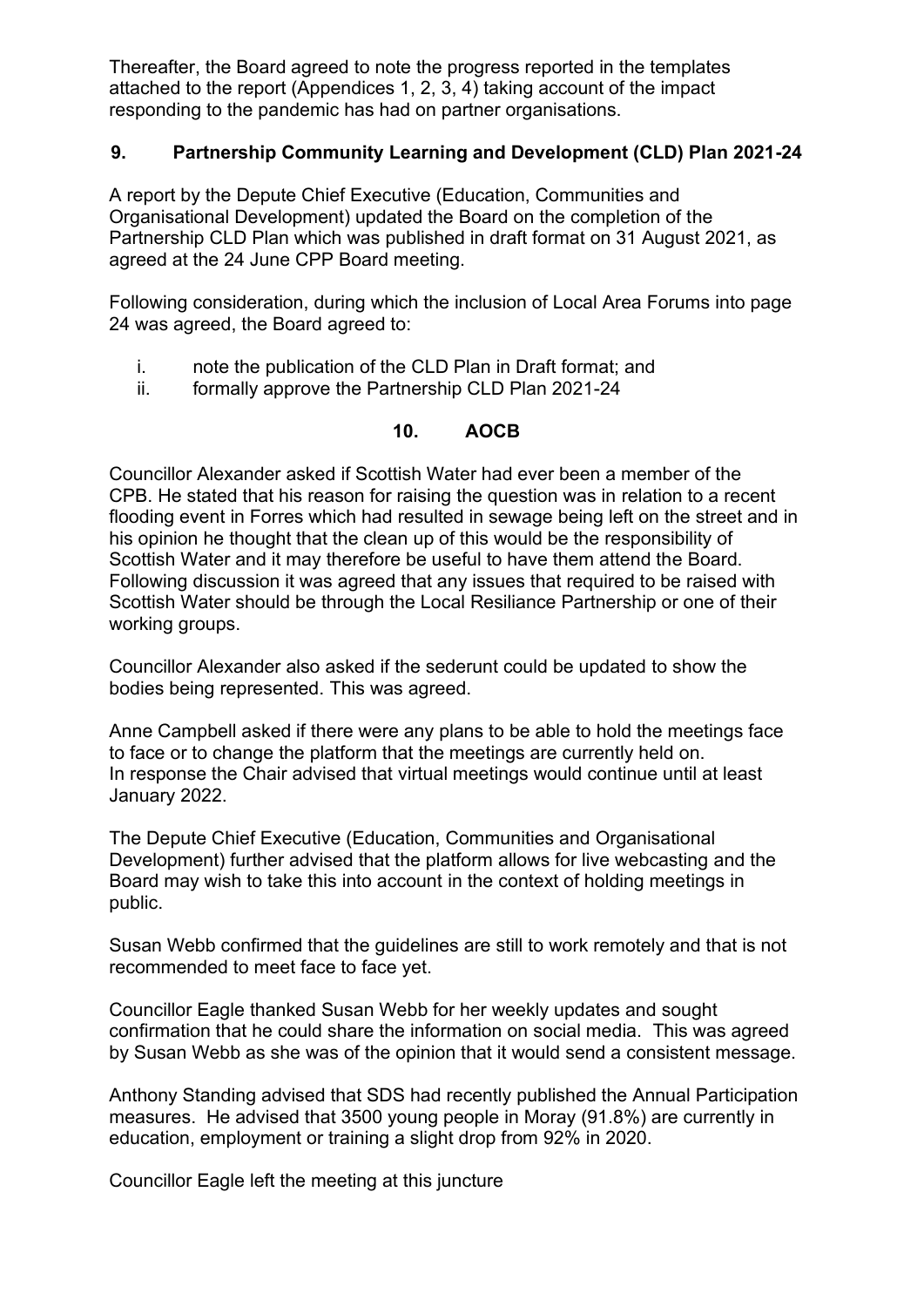Thereafter, the Board agreed to note the progress reported in the templates attached to the report (Appendices 1, 2, 3, 4) taking account of the impact responding to the pandemic has had on partner organisations.

## 9. Partnership Community Learning and Development (CLD) Plan 2021-24

A report by the Depute Chief Executive (Education, Communities and Organisational Development) updated the Board on the completion of the Partnership CLD Plan which was published in draft format on 31 August 2021, as agreed at the 24 June CPP Board meeting.

Following consideration, during which the inclusion of Local Area Forums into page 24 was agreed, the Board agreed to:

i. note the publication of the CLD Plan in Draft format; and
ii. formally approve the Partnership CLD Plan 2021-24

## 10. AOCB

Councillor Alexander asked if Scottish Water had ever been a member of the CPB. He stated that his reason for raising the question was in relation to a recent flooding event in Forres which had resulted in sewage being left on the street and in his opinion he thought that the clean up of this would be the responsibility of Scottish Water and it may therefore be useful to have them attend the Board. Following discussion it was agreed that any issues that required to be raised with Scottish Water should be through the Local Resiliance Partnership or one of their working groups.

Councillor Alexander also asked if the sederunt could be updated to show the bodies being represented. This was agreed.

Anne Campbell asked if there were any plans to be able to hold the meetings face to face or to change the platform that the meetings are currently held on. In response the Chair advised that virtual meetings would continue until at least January 2022.

The Depute Chief Executive (Education, Communities and Organisational Development) further advised that the platform allows for live webcasting and the Board may wish to take this into account in the context of holding meetings in public.

Susan Webb confirmed that the guidelines are still to work remotely and that is not recommended to meet face to face yet.

Councillor Eagle thanked Susan Webb for her weekly updates and sought confirmation that he could share the information on social media. This was agreed by Susan Webb as she was of the opinion that it would send a consistent message.

Anthony Standing advised that SDS had recently published the Annual Participation measures. He advised that 3500 young people in Moray (91.8%) are currently in education, employment or training a slight drop from 92% in 2020.

Councillor Eagle left the meeting at this juncture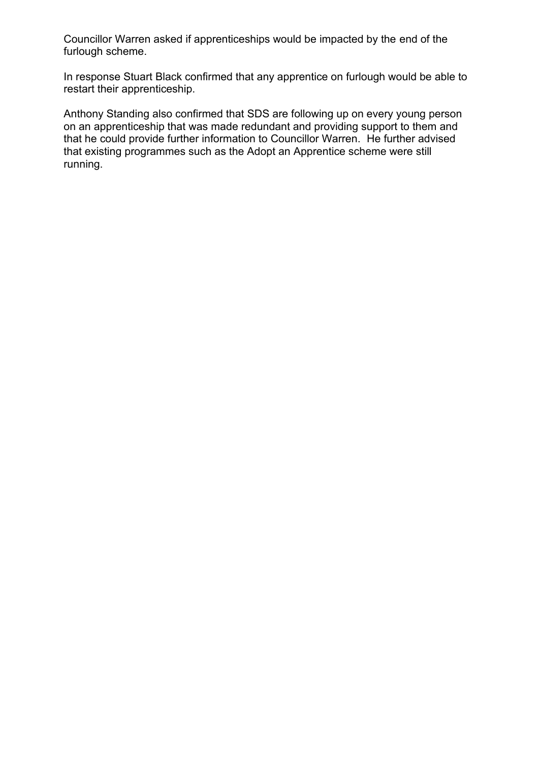Councillor Warren asked if apprenticeships would be impacted by the end of the furlough scheme.

In response Stuart Black confirmed that any apprentice on furlough would be able to restart their apprenticeship.

Anthony Standing also confirmed that SDS are following up on every young person on an apprenticeship that was made redundant and providing support to them and that he could provide further information to Councillor Warren. He further advised that existing programmes such as the Adopt an Apprentice scheme were still running.